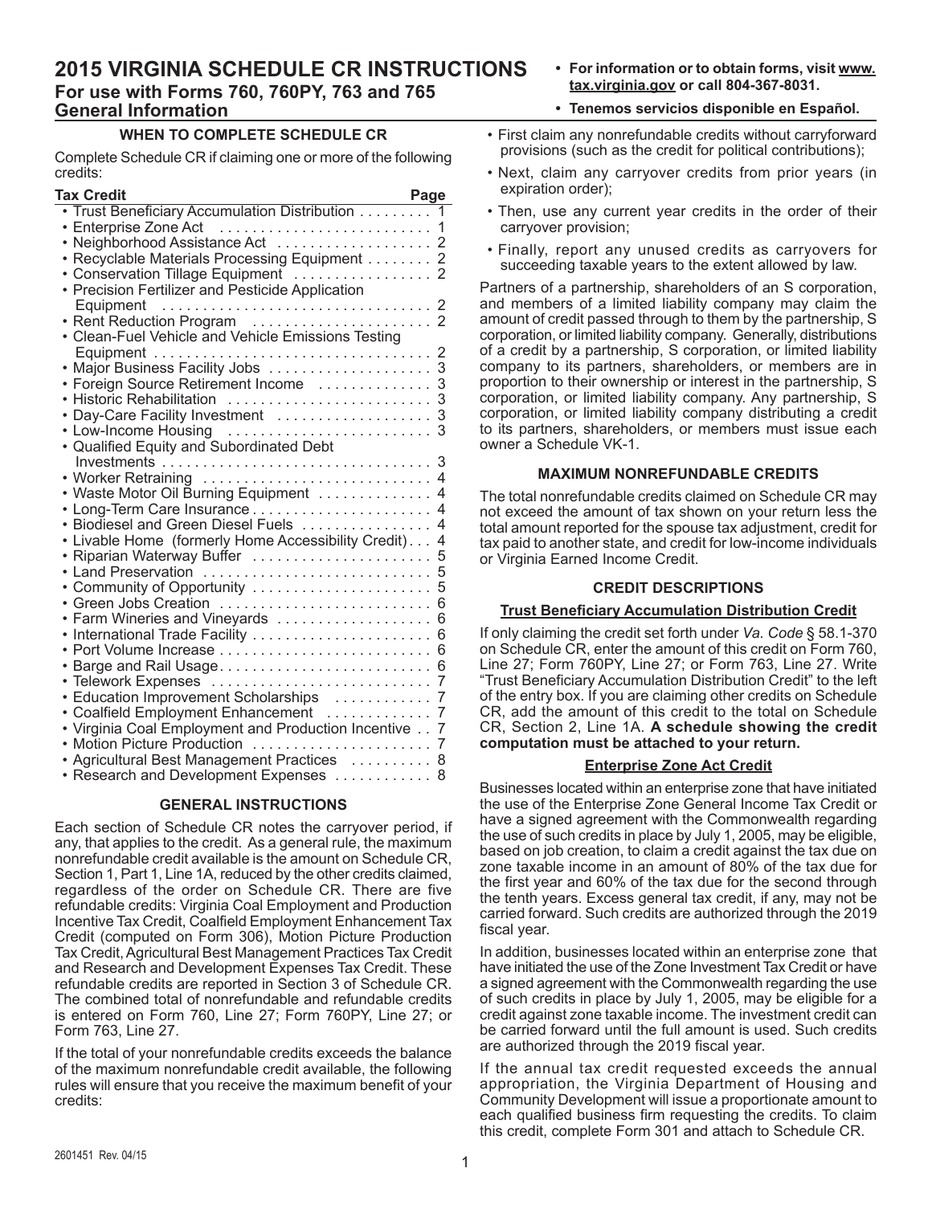# 2015 VIRGINIA SCHEDULE CR INSTRUCTIONS

## For use with Forms 760, 760PY, 763 and 765

## General Information

- **For information or to obtain forms, visit www.tax.virginia.gov or call 804-367-8031.**
- **Tenemos servicios disponible en Español.**

### WHEN TO COMPLETE SCHEDULE CR

Complete Schedule CR if claiming one or more of the following credits:

| Tax Credit | Page |
|---|---|
| • Trust Beneficiary Accumulation Distribution | 1 |
| • Enterprise Zone Act | 1 |
| • Neighborhood Assistance Act | 2 |
| • Recyclable Materials Processing Equipment | 2 |
| • Conservation Tillage Equipment | 2 |
| • Precision Fertilizer and Pesticide Application Equipment | 2 |
| • Rent Reduction Program | 2 |
| • Clean-Fuel Vehicle and Vehicle Emissions Testing Equipment | 2 |
| • Major Business Facility Jobs | 3 |
| • Foreign Source Retirement Income | 3 |
| • Historic Rehabilitation | 3 |
| • Day-Care Facility Investment | 3 |
| • Low-Income Housing | 3 |
| • Qualified Equity and Subordinated Debt Investments | 3 |
| • Worker Retraining | 4 |
| • Waste Motor Oil Burning Equipment | 4 |
| • Long-Term Care Insurance | 4 |
| • Biodiesel and Green Diesel Fuels | 4 |
| • Livable Home (formerly Home Accessibility Credit) | 4 |
| • Riparian Waterway Buffer | 5 |
| • Land Preservation | 5 |
| • Community of Opportunity | 5 |
| • Green Jobs Creation | 6 |
| • Farm Wineries and Vineyards | 6 |
| • International Trade Facility | 6 |
| • Port Volume Increase | 6 |
| • Barge and Rail Usage | 6 |
| • Telework Expenses | 7 |
| • Education Improvement Scholarships | 7 |
| • Coalfield Employment Enhancement | 7 |
| • Virginia Coal Employment and Production Incentive | 7 |
| • Motion Picture Production | 7 |
| • Agricultural Best Management Practices | 8 |
| • Research and Development Expenses | 8 |

### GENERAL INSTRUCTIONS

Each section of Schedule CR notes the carryover period, if any, that applies to the credit. As a general rule, the maximum nonrefundable credit available is the amount on Schedule CR, Section 1, Part 1, Line 1A, reduced by the other credits claimed, regardless of the order on Schedule CR. There are five refundable credits: Virginia Coal Employment and Production Incentive Tax Credit, Coalfield Employment Enhancement Tax Credit (computed on Form 306), Motion Picture Production Tax Credit, Agricultural Best Management Practices Tax Credit and Research and Development Expenses Tax Credit. These refundable credits are reported in Section 3 of Schedule CR. The combined total of nonrefundable and refundable credits is entered on Form 760, Line 27; Form 760PY, Line 27; or Form 763, Line 27.

If the total of your nonrefundable credits exceeds the balance of the maximum nonrefundable credit available, the following rules will ensure that you receive the maximum benefit of your credits:

- First claim any nonrefundable credits without carryforward provisions (such as the credit for political contributions);
- Next, claim any carryover credits from prior years (in expiration order);
- Then, use any current year credits in the order of their carryover provision;
- Finally, report any unused credits as carryovers for succeeding taxable years to the extent allowed by law.

Partners of a partnership, shareholders of an S corporation, and members of a limited liability company may claim the amount of credit passed through to them by the partnership, S corporation, or limited liability company. Generally, distributions of a credit by a partnership, S corporation, or limited liability company to its partners, shareholders, or members are in proportion to their ownership or interest in the partnership, S corporation, or limited liability company. Any partnership, S corporation, or limited liability company distributing a credit to its partners, shareholders, or members must issue each owner a Schedule VK-1.

### MAXIMUM NONREFUNDABLE CREDITS

The total nonrefundable credits claimed on Schedule CR may not exceed the amount of tax shown on your return less the total amount reported for the spouse tax adjustment, credit for tax paid to another state, and credit for low-income individuals or Virginia Earned Income Credit.

### CREDIT DESCRIPTIONS

#### Trust Beneficiary Accumulation Distribution Credit

If only claiming the credit set forth under *Va. Code* § 58.1-370 on Schedule CR, enter the amount of this credit on Form 760, Line 27; Form 760PY, Line 27; or Form 763, Line 27. Write "Trust Beneficiary Accumulation Distribution Credit" to the left of the entry box. If you are claiming other credits on Schedule CR, add the amount of this credit to the total on Schedule CR, Section 2, Line 1A. **A schedule showing the credit computation must be attached to your return.**

#### Enterprise Zone Act Credit

Businesses located within an enterprise zone that have initiated the use of the Enterprise Zone General Income Tax Credit or have a signed agreement with the Commonwealth regarding the use of such credits in place by July 1, 2005, may be eligible, based on job creation, to claim a credit against the tax due on zone taxable income in an amount of 80% of the tax due for the first year and 60% of the tax due for the second through the tenth years. Excess general tax credit, if any, may not be carried forward. Such credits are authorized through the 2019 fiscal year.

In addition, businesses located within an enterprise zone that have initiated the use of the Zone Investment Tax Credit or have a signed agreement with the Commonwealth regarding the use of such credits in place by July 1, 2005, may be eligible for a credit against zone taxable income. The investment credit can be carried forward until the full amount is used. Such credits are authorized through the 2019 fiscal year.

If the annual tax credit requested exceeds the annual appropriation, the Virginia Department of Housing and Community Development will issue a proportionate amount to each qualified business firm requesting the credits. To claim this credit, complete Form 301 and attach to Schedule CR.

2601451 Rev. 04/15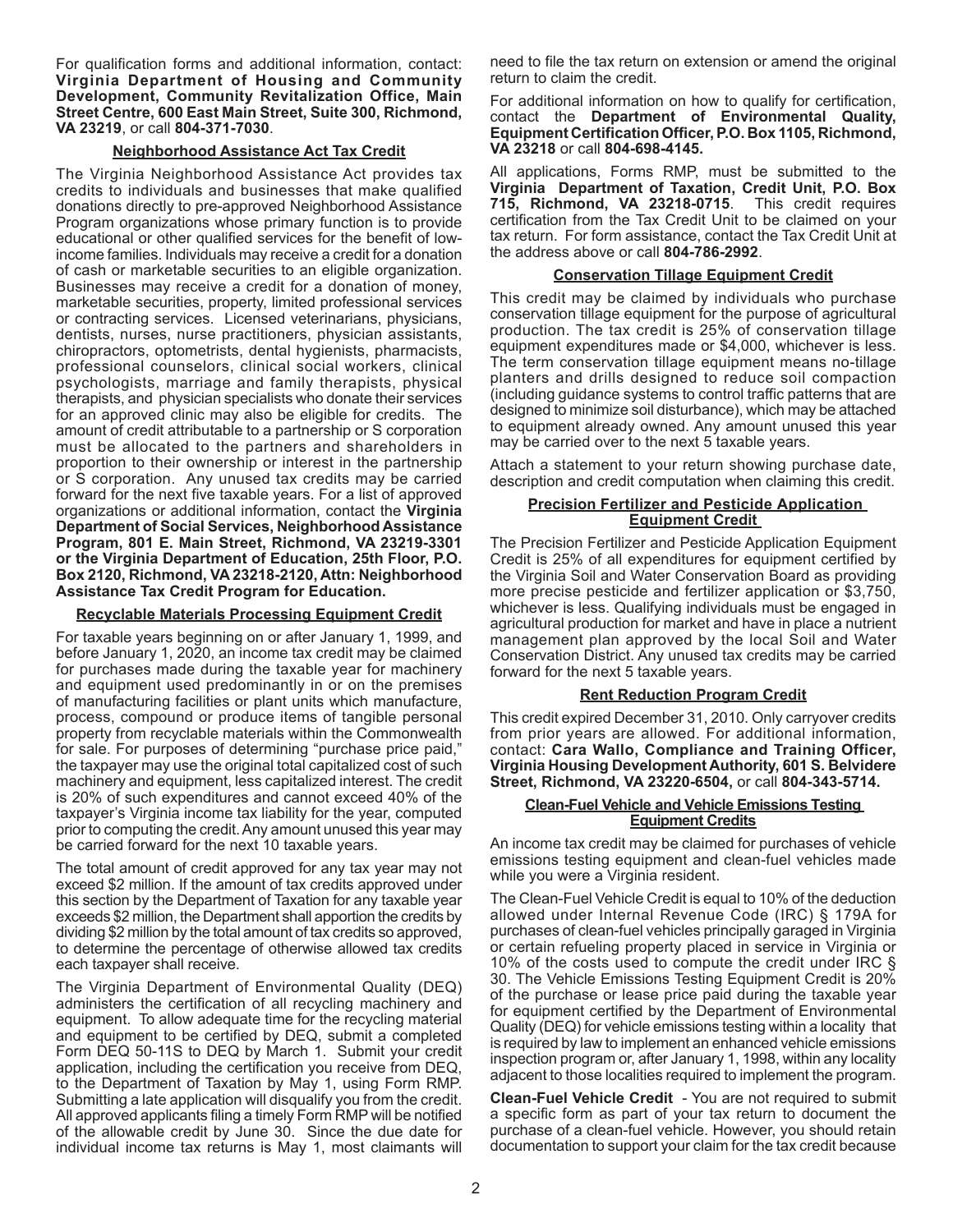For qualification forms and additional information, contact: **Virginia Department of Housing and Community Development, Community Revitalization Office, Main Street Centre, 600 East Main Street, Suite 300, Richmond, VA 23219**, or call **804-371-7030**.

## Neighborhood Assistance Act Tax Credit

The Virginia Neighborhood Assistance Act provides tax credits to individuals and businesses that make qualified donations directly to pre-approved Neighborhood Assistance Program organizations whose primary function is to provide educational or other qualified services for the benefit of low-income families. Individuals may receive a credit for a donation of cash or marketable securities to an eligible organization. Businesses may receive a credit for a donation of money, marketable securities, property, limited professional services or contracting services. Licensed veterinarians, physicians, dentists, nurses, nurse practitioners, physician assistants, chiropractors, optometrists, dental hygienists, pharmacists, professional counselors, clinical social workers, clinical psychologists, marriage and family therapists, physical therapists, and physician specialists who donate their services for an approved clinic may also be eligible for credits. The amount of credit attributable to a partnership or S corporation must be allocated to the partners and shareholders in proportion to their ownership or interest in the partnership or S corporation. Any unused tax credits may be carried forward for the next five taxable years. For a list of approved organizations or additional information, contact the **Virginia Department of Social Services, Neighborhood Assistance Program, 801 E. Main Street, Richmond, VA 23219-3301 or the Virginia Department of Education, 25th Floor, P.O. Box 2120, Richmond, VA 23218-2120, Attn: Neighborhood Assistance Tax Credit Program for Education.**

## Recyclable Materials Processing Equipment Credit

For taxable years beginning on or after January 1, 1999, and before January 1, 2020, an income tax credit may be claimed for purchases made during the taxable year for machinery and equipment used predominantly in or on the premises of manufacturing facilities or plant units which manufacture, process, compound or produce items of tangible personal property from recyclable materials within the Commonwealth for sale. For purposes of determining "purchase price paid," the taxpayer may use the original total capitalized cost of such machinery and equipment, less capitalized interest. The credit is 20% of such expenditures and cannot exceed 40% of the taxpayer's Virginia income tax liability for the year, computed prior to computing the credit. Any amount unused this year may be carried forward for the next 10 taxable years.

The total amount of credit approved for any tax year may not exceed $2 million. If the amount of tax credits approved under this section by the Department of Taxation for any taxable year exceeds $2 million, the Department shall apportion the credits by dividing $2 million by the total amount of tax credits so approved, to determine the percentage of otherwise allowed tax credits each taxpayer shall receive.

The Virginia Department of Environmental Quality (DEQ) administers the certification of all recycling machinery and equipment. To allow adequate time for the recycling material and equipment to be certified by DEQ, submit a completed Form DEQ 50-11S to DEQ by March 1. Submit your credit application, including the certification you receive from DEQ, to the Department of Taxation by May 1, using Form RMP. Submitting a late application will disqualify you from the credit. All approved applicants filing a timely Form RMP will be notified of the allowable credit by June 30. Since the due date for individual income tax returns is May 1, most claimants will need to file the tax return on extension or amend the original return to claim the credit.

For additional information on how to qualify for certification, contact the **Department of Environmental Quality, Equipment Certification Officer, P.O. Box 1105, Richmond, VA 23218** or call **804-698-4145.**

All applications, Forms RMP, must be submitted to the **Virginia Department of Taxation, Credit Unit, P.O. Box 715, Richmond, VA 23218-0715**. This credit requires certification from the Tax Credit Unit to be claimed on your tax return. For form assistance, contact the Tax Credit Unit at the address above or call **804-786-2992**.

## Conservation Tillage Equipment Credit

This credit may be claimed by individuals who purchase conservation tillage equipment for the purpose of agricultural production. The tax credit is 25% of conservation tillage equipment expenditures made or $4,000, whichever is less. The term conservation tillage equipment means no-tillage planters and drills designed to reduce soil compaction (including guidance systems to control traffic patterns that are designed to minimize soil disturbance), which may be attached to equipment already owned. Any amount unused this year may be carried over to the next 5 taxable years.

Attach a statement to your return showing purchase date, description and credit computation when claiming this credit.

## Precision Fertilizer and Pesticide Application Equipment Credit

The Precision Fertilizer and Pesticide Application Equipment Credit is 25% of all expenditures for equipment certified by the Virginia Soil and Water Conservation Board as providing more precise pesticide and fertilizer application or $3,750, whichever is less. Qualifying individuals must be engaged in agricultural production for market and have in place a nutrient management plan approved by the local Soil and Water Conservation District. Any unused tax credits may be carried forward for the next 5 taxable years.

## Rent Reduction Program Credit

This credit expired December 31, 2010. Only carryover credits from prior years are allowed. For additional information, contact: **Cara Wallo, Compliance and Training Officer, Virginia Housing Development Authority, 601 S. Belvidere Street, Richmond, VA 23220-6504,** or call **804-343-5714.**

## Clean-Fuel Vehicle and Vehicle Emissions Testing Equipment Credits

An income tax credit may be claimed for purchases of vehicle emissions testing equipment and clean-fuel vehicles made while you were a Virginia resident.

The Clean-Fuel Vehicle Credit is equal to 10% of the deduction allowed under Internal Revenue Code (IRC) § 179A for purchases of clean-fuel vehicles principally garaged in Virginia or certain refueling property placed in service in Virginia or 10% of the costs used to compute the credit under IRC § 30. The Vehicle Emissions Testing Equipment Credit is 20% of the purchase or lease price paid during the taxable year for equipment certified by the Department of Environmental Quality (DEQ) for vehicle emissions testing within a locality that is required by law to implement an enhanced vehicle emissions inspection program or, after January 1, 1998, within any locality adjacent to those localities required to implement the program.

**Clean-Fuel Vehicle Credit** - You are not required to submit a specific form as part of your tax return to document the purchase of a clean-fuel vehicle. However, you should retain documentation to support your claim for the tax credit because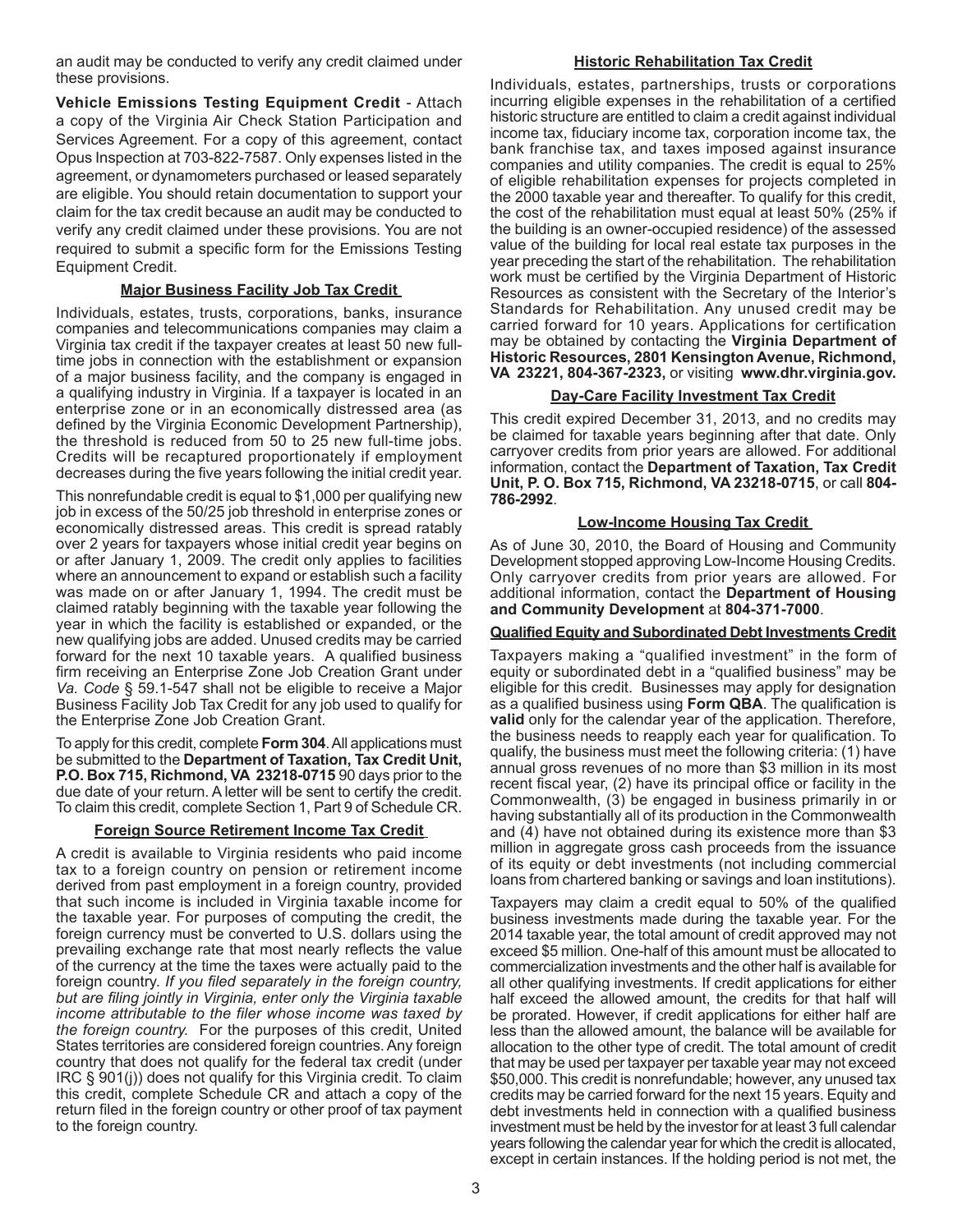an audit may be conducted to verify any credit claimed under these provisions.

**Vehicle Emissions Testing Equipment Credit** - Attach a copy of the Virginia Air Check Station Participation and Services Agreement. For a copy of this agreement, contact Opus Inspection at 703-822-7587. Only expenses listed in the agreement, or dynamometers purchased or leased separately are eligible. You should retain documentation to support your claim for the tax credit because an audit may be conducted to verify any credit claimed under these provisions. You are not required to submit a specific form for the Emissions Testing Equipment Credit.

### Major Business Facility Job Tax Credit

Individuals, estates, trusts, corporations, banks, insurance companies and telecommunications companies may claim a Virginia tax credit if the taxpayer creates at least 50 new full-time jobs in connection with the establishment or expansion of a major business facility, and the company is engaged in a qualifying industry in Virginia. If a taxpayer is located in an enterprise zone or in an economically distressed area (as defined by the Virginia Economic Development Partnership), the threshold is reduced from 50 to 25 new full-time jobs. Credits will be recaptured proportionately if employment decreases during the five years following the initial credit year.

This nonrefundable credit is equal to $1,000 per qualifying new job in excess of the 50/25 job threshold in enterprise zones or economically distressed areas. This credit is spread ratably over 2 years for taxpayers whose initial credit year begins on or after January 1, 2009. The credit only applies to facilities where an announcement to expand or establish such a facility was made on or after January 1, 1994. The credit must be claimed ratably beginning with the taxable year following the year in which the facility is established or expanded, or the new qualifying jobs are added. Unused credits may be carried forward for the next 10 taxable years. A qualified business firm receiving an Enterprise Zone Job Creation Grant under *Va. Code* § 59.1-547 shall not be eligible to receive a Major Business Facility Job Tax Credit for any job used to qualify for the Enterprise Zone Job Creation Grant.

To apply for this credit, complete **Form 304**. All applications must be submitted to the **Department of Taxation, Tax Credit Unit, P.O. Box 715, Richmond, VA 23218-0715** 90 days prior to the due date of your return. A letter will be sent to certify the credit. To claim this credit, complete Section 1, Part 9 of Schedule CR.

### Foreign Source Retirement Income Tax Credit

A credit is available to Virginia residents who paid income tax to a foreign country on pension or retirement income derived from past employment in a foreign country, provided that such income is included in Virginia taxable income for the taxable year. For purposes of computing the credit, the foreign currency must be converted to U.S. dollars using the prevailing exchange rate that most nearly reflects the value of the currency at the time the taxes were actually paid to the foreign country. *If you filed separately in the foreign country, but are filing jointly in Virginia, enter only the Virginia taxable income attributable to the filer whose income was taxed by the foreign country.* For the purposes of this credit, United States territories are considered foreign countries. Any foreign country that does not qualify for the federal tax credit (under IRC § 901(j)) does not qualify for this Virginia credit. To claim this credit, complete Schedule CR and attach a copy of the return filed in the foreign country or other proof of tax payment to the foreign country.

### Historic Rehabilitation Tax Credit

Individuals, estates, partnerships, trusts or corporations incurring eligible expenses in the rehabilitation of a certified historic structure are entitled to claim a credit against individual income tax, fiduciary income tax, corporation income tax, the bank franchise tax, and taxes imposed against insurance companies and utility companies. The credit is equal to 25% of eligible rehabilitation expenses for projects completed in the 2000 taxable year and thereafter. To qualify for this credit, the cost of the rehabilitation must equal at least 50% (25% if the building is an owner-occupied residence) of the assessed value of the building for local real estate tax purposes in the year preceding the start of the rehabilitation. The rehabilitation work must be certified by the Virginia Department of Historic Resources as consistent with the Secretary of the Interior's Standards for Rehabilitation. Any unused credit may be carried forward for 10 years. Applications for certification may be obtained by contacting the **Virginia Department of Historic Resources, 2801 Kensington Avenue, Richmond, VA 23221, 804-367-2323,** or visiting **www.dhr.virginia.gov.**

### Day-Care Facility Investment Tax Credit

This credit expired December 31, 2013, and no credits may be claimed for taxable years beginning after that date. Only carryover credits from prior years are allowed. For additional information, contact the **Department of Taxation, Tax Credit Unit, P. O. Box 715, Richmond, VA 23218-0715**, or call **804-786-2992**.

### Low-Income Housing Tax Credit

As of June 30, 2010, the Board of Housing and Community Development stopped approving Low-Income Housing Credits. Only carryover credits from prior years are allowed. For additional information, contact the **Department of Housing and Community Development** at **804-371-7000**.

### Qualified Equity and Subordinated Debt Investments Credit

Taxpayers making a "qualified investment" in the form of equity or subordinated debt in a "qualified business" may be eligible for this credit. Businesses may apply for designation as a qualified business using **Form QBA**. The qualification is **valid** only for the calendar year of the application. Therefore, the business needs to reapply each year for qualification. To qualify, the business must meet the following criteria: (1) have annual gross revenues of no more than $3 million in its most recent fiscal year, (2) have its principal office or facility in the Commonwealth, (3) be engaged in business primarily in or having substantially all of its production in the Commonwealth and (4) have not obtained during its existence more than $3 million in aggregate gross cash proceeds from the issuance of its equity or debt investments (not including commercial loans from chartered banking or savings and loan institutions).

Taxpayers may claim a credit equal to 50% of the qualified business investments made during the taxable year. For the 2014 taxable year, the total amount of credit approved may not exceed $5 million. One-half of this amount must be allocated to commercialization investments and the other half is available for all other qualifying investments. If credit applications for either half exceed the allowed amount, the credits for that half will be prorated. However, if credit applications for either half are less than the allowed amount, the balance will be available for allocation to the other type of credit. The total amount of credit that may be used per taxpayer per taxable year may not exceed $50,000. This credit is nonrefundable; however, any unused tax credits may be carried forward for the next 15 years. Equity and debt investments held in connection with a qualified business investment must be held by the investor for at least 3 full calendar years following the calendar year for which the credit is allocated, except in certain instances. If the holding period is not met, the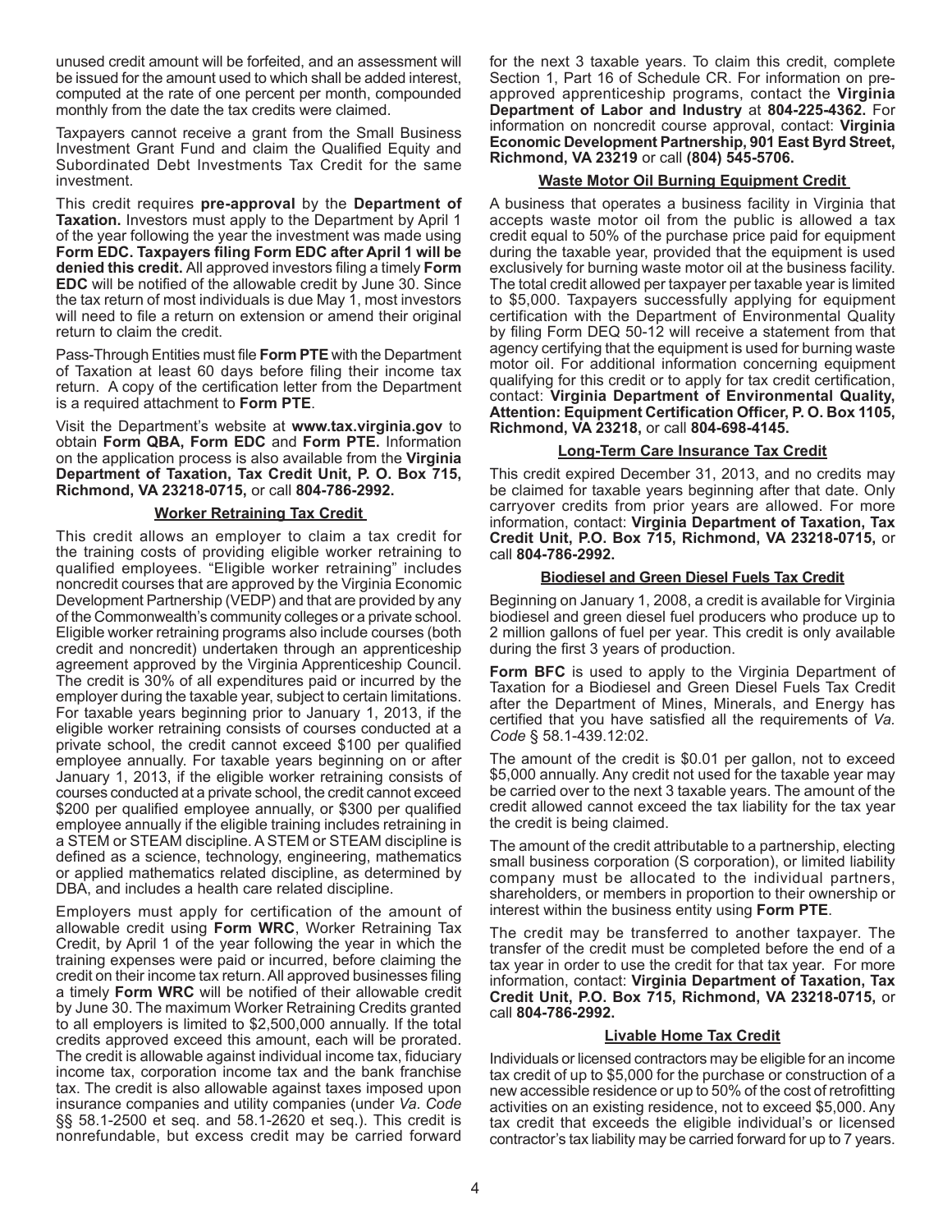unused credit amount will be forfeited, and an assessment will be issued for the amount used to which shall be added interest, computed at the rate of one percent per month, compounded monthly from the date the tax credits were claimed.

Taxpayers cannot receive a grant from the Small Business Investment Grant Fund and claim the Qualified Equity and Subordinated Debt Investments Tax Credit for the same investment.

This credit requires **pre-approval** by the **Department of Taxation.** Investors must apply to the Department by April 1 of the year following the year the investment was made using **Form EDC. Taxpayers filing Form EDC after April 1 will be denied this credit.** All approved investors filing a timely **Form EDC** will be notified of the allowable credit by June 30. Since the tax return of most individuals is due May 1, most investors will need to file a return on extension or amend their original return to claim the credit.

Pass-Through Entities must file **Form PTE** with the Department of Taxation at least 60 days before filing their income tax return. A copy of the certification letter from the Department is a required attachment to **Form PTE**.

Visit the Department's website at **www.tax.virginia.gov** to obtain **Form QBA, Form EDC** and **Form PTE.** Information on the application process is also available from the **Virginia Department of Taxation, Tax Credit Unit, P. O. Box 715, Richmond, VA 23218-0715,** or call **804-786-2992.**

## Worker Retraining Tax Credit

This credit allows an employer to claim a tax credit for the training costs of providing eligible worker retraining to qualified employees. "Eligible worker retraining" includes noncredit courses that are approved by the Virginia Economic Development Partnership (VEDP) and that are provided by any of the Commonwealth's community colleges or a private school. Eligible worker retraining programs also include courses (both credit and noncredit) undertaken through an apprenticeship agreement approved by the Virginia Apprenticeship Council. The credit is 30% of all expenditures paid or incurred by the employer during the taxable year, subject to certain limitations. For taxable years beginning prior to January 1, 2013, if the eligible worker retraining consists of courses conducted at a private school, the credit cannot exceed $100 per qualified employee annually. For taxable years beginning on or after January 1, 2013, if the eligible worker retraining consists of courses conducted at a private school, the credit cannot exceed $200 per qualified employee annually, or $300 per qualified employee annually if the eligible training includes retraining in a STEM or STEAM discipline. A STEM or STEAM discipline is defined as a science, technology, engineering, mathematics or applied mathematics related discipline, as determined by DBA, and includes a health care related discipline.

Employers must apply for certification of the amount of allowable credit using **Form WRC**, Worker Retraining Tax Credit, by April 1 of the year following the year in which the training expenses were paid or incurred, before claiming the credit on their income tax return. All approved businesses filing a timely **Form WRC** will be notified of their allowable credit by June 30. The maximum Worker Retraining Credits granted to all employers is limited to $2,500,000 annually. If the total credits approved exceed this amount, each will be prorated. The credit is allowable against individual income tax, fiduciary income tax, corporation income tax and the bank franchise tax. The credit is also allowable against taxes imposed upon insurance companies and utility companies (under *Va. Code* §§ 58.1-2500 et seq. and 58.1-2620 et seq.). This credit is nonrefundable, but excess credit may be carried forward for the next 3 taxable years. To claim this credit, complete Section 1, Part 16 of Schedule CR. For information on pre-approved apprenticeship programs, contact the **Virginia Department of Labor and Industry** at **804-225-4362.** For information on noncredit course approval, contact: **Virginia Economic Development Partnership, 901 East Byrd Street, Richmond, VA 23219** or call **(804) 545-5706.**

## Waste Motor Oil Burning Equipment Credit

A business that operates a business facility in Virginia that accepts waste motor oil from the public is allowed a tax credit equal to 50% of the purchase price paid for equipment during the taxable year, provided that the equipment is used exclusively for burning waste motor oil at the business facility. The total credit allowed per taxpayer per taxable year is limited to $5,000. Taxpayers successfully applying for equipment certification with the Department of Environmental Quality by filing Form DEQ 50-12 will receive a statement from that agency certifying that the equipment is used for burning waste motor oil. For additional information concerning equipment qualifying for this credit or to apply for tax credit certification, contact: **Virginia Department of Environmental Quality, Attention: Equipment Certification Officer, P. O. Box 1105, Richmond, VA 23218,** or call **804-698-4145.**

## Long-Term Care Insurance Tax Credit

This credit expired December 31, 2013, and no credits may be claimed for taxable years beginning after that date. Only carryover credits from prior years are allowed. For more information, contact: **Virginia Department of Taxation, Tax Credit Unit, P.O. Box 715, Richmond, VA 23218-0715,** or call **804-786-2992.**

## Biodiesel and Green Diesel Fuels Tax Credit

Beginning on January 1, 2008, a credit is available for Virginia biodiesel and green diesel fuel producers who produce up to 2 million gallons of fuel per year. This credit is only available during the first 3 years of production.

**Form BFC** is used to apply to the Virginia Department of Taxation for a Biodiesel and Green Diesel Fuels Tax Credit after the Department of Mines, Minerals, and Energy has certified that you have satisfied all the requirements of *Va. Code* § 58.1-439.12:02.

The amount of the credit is $0.01 per gallon, not to exceed $5,000 annually. Any credit not used for the taxable year may be carried over to the next 3 taxable years. The amount of the credit allowed cannot exceed the tax liability for the tax year the credit is being claimed.

The amount of the credit attributable to a partnership, electing small business corporation (S corporation), or limited liability company must be allocated to the individual partners, shareholders, or members in proportion to their ownership or interest within the business entity using **Form PTE**.

The credit may be transferred to another taxpayer. The transfer of the credit must be completed before the end of a tax year in order to use the credit for that tax year. For more information, contact: **Virginia Department of Taxation, Tax Credit Unit, P.O. Box 715, Richmond, VA 23218-0715,** or call **804-786-2992.**

## Livable Home Tax Credit

Individuals or licensed contractors may be eligible for an income tax credit of up to $5,000 for the purchase or construction of a new accessible residence or up to 50% of the cost of retrofitting activities on an existing residence, not to exceed $5,000. Any tax credit that exceeds the eligible individual's or licensed contractor's tax liability may be carried forward for up to 7 years.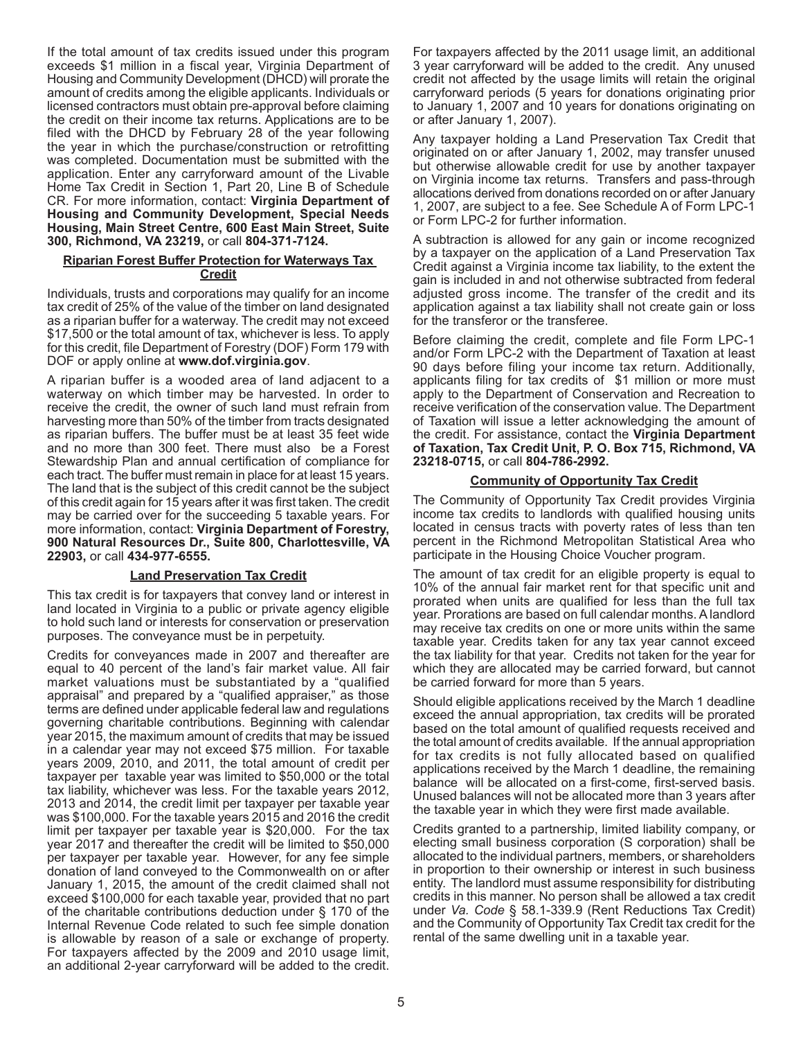If the total amount of tax credits issued under this program exceeds $1 million in a fiscal year, Virginia Department of Housing and Community Development (DHCD) will prorate the amount of credits among the eligible applicants. Individuals or licensed contractors must obtain pre-approval before claiming the credit on their income tax returns. Applications are to be filed with the DHCD by February 28 of the year following the year in which the purchase/construction or retrofitting was completed. Documentation must be submitted with the application. Enter any carryforward amount of the Livable Home Tax Credit in Section 1, Part 20, Line B of Schedule CR. For more information, contact: **Virginia Department of Housing and Community Development, Special Needs Housing, Main Street Centre, 600 East Main Street, Suite 300, Richmond, VA 23219,** or call **804-371-7124.**

## Riparian Forest Buffer Protection for Waterways Tax Credit

Individuals, trusts and corporations may qualify for an income tax credit of 25% of the value of the timber on land designated as a riparian buffer for a waterway. The credit may not exceed $17,500 or the total amount of tax, whichever is less. To apply for this credit, file Department of Forestry (DOF) Form 179 with DOF or apply online at **www.dof.virginia.gov**.

A riparian buffer is a wooded area of land adjacent to a waterway on which timber may be harvested. In order to receive the credit, the owner of such land must refrain from harvesting more than 50% of the timber from tracts designated as riparian buffers. The buffer must be at least 35 feet wide and no more than 300 feet. There must also be a Forest Stewardship Plan and annual certification of compliance for each tract. The buffer must remain in place for at least 15 years. The land that is the subject of this credit cannot be the subject of this credit again for 15 years after it was first taken. The credit may be carried over for the succeeding 5 taxable years. For more information, contact: **Virginia Department of Forestry, 900 Natural Resources Dr., Suite 800, Charlottesville, VA 22903,** or call **434-977-6555.**

## Land Preservation Tax Credit

This tax credit is for taxpayers that convey land or interest in land located in Virginia to a public or private agency eligible to hold such land or interests for conservation or preservation purposes. The conveyance must be in perpetuity.

Credits for conveyances made in 2007 and thereafter are equal to 40 percent of the land's fair market value. All fair market valuations must be substantiated by a "qualified appraisal" and prepared by a "qualified appraiser," as those terms are defined under applicable federal law and regulations governing charitable contributions. Beginning with calendar year 2015, the maximum amount of credits that may be issued in a calendar year may not exceed $75 million. For taxable years 2009, 2010, and 2011, the total amount of credit per taxpayer per taxable year was limited to $50,000 or the total tax liability, whichever was less. For the taxable years 2012, 2013 and 2014, the credit limit per taxpayer per taxable year was $100,000. For the taxable years 2015 and 2016 the credit limit per taxpayer per taxable year is $20,000. For the tax year 2017 and thereafter the credit will be limited to $50,000 per taxpayer per taxable year. However, for any fee simple donation of land conveyed to the Commonwealth on or after January 1, 2015, the amount of the credit claimed shall not exceed $100,000 for each taxable year, provided that no part of the charitable contributions deduction under § 170 of the Internal Revenue Code related to such fee simple donation is allowable by reason of a sale or exchange of property. For taxpayers affected by the 2009 and 2010 usage limit, an additional 2-year carryforward will be added to the credit. For taxpayers affected by the 2011 usage limit, an additional 3 year carryforward will be added to the credit. Any unused credit not affected by the usage limits will retain the original carryforward periods (5 years for donations originating prior to January 1, 2007 and 10 years for donations originating on or after January 1, 2007).

Any taxpayer holding a Land Preservation Tax Credit that originated on or after January 1, 2002, may transfer unused but otherwise allowable credit for use by another taxpayer on Virginia income tax returns. Transfers and pass-through allocations derived from donations recorded on or after January 1, 2007, are subject to a fee. See Schedule A of Form LPC-1 or Form LPC-2 for further information.

A subtraction is allowed for any gain or income recognized by a taxpayer on the application of a Land Preservation Tax Credit against a Virginia income tax liability, to the extent the gain is included in and not otherwise subtracted from federal adjusted gross income. The transfer of the credit and its application against a tax liability shall not create gain or loss for the transferor or the transferee.

Before claiming the credit, complete and file Form LPC-1 and/or Form LPC-2 with the Department of Taxation at least 90 days before filing your income tax return. Additionally, applicants filing for tax credits of $1 million or more must apply to the Department of Conservation and Recreation to receive verification of the conservation value. The Department of Taxation will issue a letter acknowledging the amount of the credit. For assistance, contact the **Virginia Department of Taxation, Tax Credit Unit, P. O. Box 715, Richmond, VA 23218-0715,** or call **804-786-2992.**

## Community of Opportunity Tax Credit

The Community of Opportunity Tax Credit provides Virginia income tax credits to landlords with qualified housing units located in census tracts with poverty rates of less than ten percent in the Richmond Metropolitan Statistical Area who participate in the Housing Choice Voucher program.

The amount of tax credit for an eligible property is equal to 10% of the annual fair market rent for that specific unit and prorated when units are qualified for less than the full tax year. Prorations are based on full calendar months. A landlord may receive tax credits on one or more units within the same taxable year. Credits taken for any tax year cannot exceed the tax liability for that year. Credits not taken for the year for which they are allocated may be carried forward, but cannot be carried forward for more than 5 years.

Should eligible applications received by the March 1 deadline exceed the annual appropriation, tax credits will be prorated based on the total amount of qualified requests received and the total amount of credits available. If the annual appropriation for tax credits is not fully allocated based on qualified applications received by the March 1 deadline, the remaining balance will be allocated on a first-come, first-served basis. Unused balances will not be allocated more than 3 years after the taxable year in which they were first made available.

Credits granted to a partnership, limited liability company, or electing small business corporation (S corporation) shall be allocated to the individual partners, members, or shareholders in proportion to their ownership or interest in such business entity. The landlord must assume responsibility for distributing credits in this manner. No person shall be allowed a tax credit under *Va. Code* § 58.1-339.9 (Rent Reductions Tax Credit) and the Community of Opportunity Tax Credit tax credit for the rental of the same dwelling unit in a taxable year.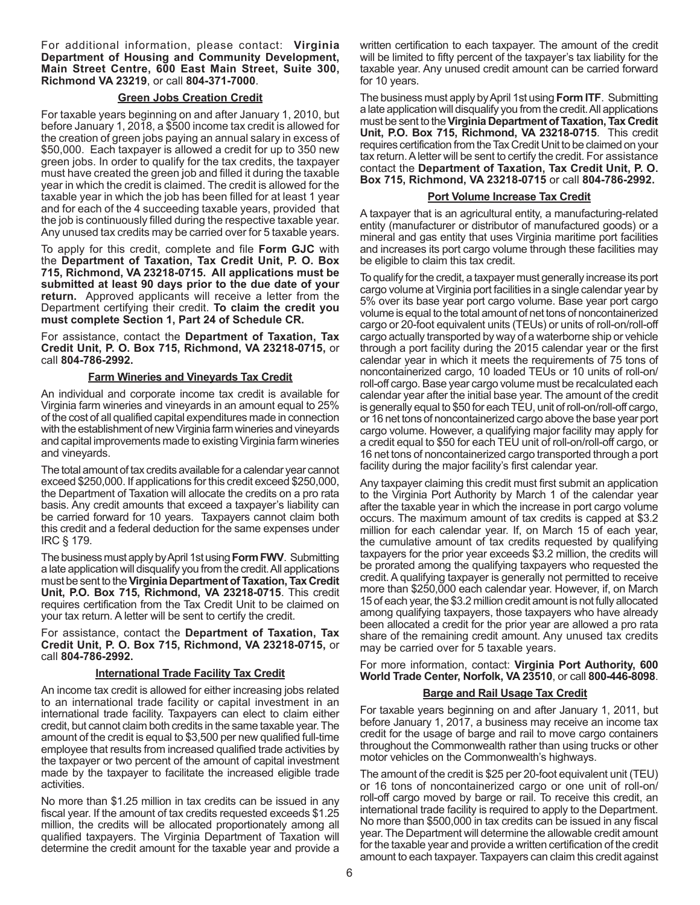For additional information, please contact: **Virginia Department of Housing and Community Development, Main Street Centre, 600 East Main Street, Suite 300, Richmond VA 23219**, or call **804-371-7000**.

## Green Jobs Creation Credit

For taxable years beginning on and after January 1, 2010, but before January 1, 2018, a $500 income tax credit is allowed for the creation of green jobs paying an annual salary in excess of $50,000. Each taxpayer is allowed a credit for up to 350 new green jobs. In order to qualify for the tax credits, the taxpayer must have created the green job and filled it during the taxable year in which the credit is claimed. The credit is allowed for the taxable year in which the job has been filled for at least 1 year and for each of the 4 succeeding taxable years, provided that the job is continuously filled during the respective taxable year. Any unused tax credits may be carried over for 5 taxable years.

To apply for this credit, complete and file **Form GJC** with the **Department of Taxation, Tax Credit Unit, P. O. Box 715, Richmond, VA 23218-0715. All applications must be submitted at least 90 days prior to the due date of your return.** Approved applicants will receive a letter from the Department certifying their credit. **To claim the credit you must complete Section 1, Part 24 of Schedule CR.**

For assistance, contact the **Department of Taxation, Tax Credit Unit, P. O. Box 715, Richmond, VA 23218-0715,** or call **804-786-2992.**

## Farm Wineries and Vineyards Tax Credit

An individual and corporate income tax credit is available for Virginia farm wineries and vineyards in an amount equal to 25% of the cost of all qualified capital expenditures made in connection with the establishment of new Virginia farm wineries and vineyards and capital improvements made to existing Virginia farm wineries and vineyards.

The total amount of tax credits available for a calendar year cannot exceed $250,000. If applications for this credit exceed $250,000, the Department of Taxation will allocate the credits on a pro rata basis. Any credit amounts that exceed a taxpayer's liability can be carried forward for 10 years. Taxpayers cannot claim both this credit and a federal deduction for the same expenses under IRC § 179.

The business must apply by April 1st using **Form FWV**. Submitting a late application will disqualify you from the credit. All applications must be sent to the **Virginia Department of Taxation, Tax Credit Unit, P.O. Box 715, Richmond, VA 23218-0715**. This credit requires certification from the Tax Credit Unit to be claimed on your tax return. A letter will be sent to certify the credit.

For assistance, contact the **Department of Taxation, Tax Credit Unit, P. O. Box 715, Richmond, VA 23218-0715,** or call **804-786-2992.**

## International Trade Facility Tax Credit

An income tax credit is allowed for either increasing jobs related to an international trade facility or capital investment in an international trade facility. Taxpayers can elect to claim either credit, but cannot claim both credits in the same taxable year. The amount of the credit is equal to $3,500 per new qualified full-time employee that results from increased qualified trade activities by the taxpayer or two percent of the amount of capital investment made by the taxpayer to facilitate the increased eligible trade activities.

No more than $1.25 million in tax credits can be issued in any fiscal year. If the amount of tax credits requested exceeds $1.25 million, the credits will be allocated proportionately among all qualified taxpayers. The Virginia Department of Taxation will determine the credit amount for the taxable year and provide a written certification to each taxpayer. The amount of the credit will be limited to fifty percent of the taxpayer's tax liability for the taxable year. Any unused credit amount can be carried forward for 10 years.

The business must apply by April 1st using **Form ITF**. Submitting a late application will disqualify you from the credit. All applications must be sent to the **Virginia Department of Taxation, Tax Credit Unit, P.O. Box 715, Richmond, VA 23218-0715**. This credit requires certification from the Tax Credit Unit to be claimed on your tax return. A letter will be sent to certify the credit. For assistance contact the **Department of Taxation, Tax Credit Unit, P. O. Box 715, Richmond, VA 23218-0715** or call **804-786-2992.**

## Port Volume Increase Tax Credit

A taxpayer that is an agricultural entity, a manufacturing-related entity (manufacturer or distributor of manufactured goods) or a mineral and gas entity that uses Virginia maritime port facilities and increases its port cargo volume through these facilities may be eligible to claim this tax credit.

To qualify for the credit, a taxpayer must generally increase its port cargo volume at Virginia port facilities in a single calendar year by 5% over its base year port cargo volume. Base year port cargo volume is equal to the total amount of net tons of noncontainerized cargo or 20-foot equivalent units (TEUs) or units of roll-on/roll-off cargo actually transported by way of a waterborne ship or vehicle through a port facility during the 2015 calendar year or the first calendar year in which it meets the requirements of 75 tons of noncontainerized cargo, 10 loaded TEUs or 10 units of roll-on/roll-off cargo. Base year cargo volume must be recalculated each calendar year after the initial base year. The amount of the credit is generally equal to $50 for each TEU, unit of roll-on/roll-off cargo, or 16 net tons of noncontainerized cargo above the base year port cargo volume. However, a qualifying major facility may apply for a credit equal to $50 for each TEU unit of roll-on/roll-off cargo, or 16 net tons of noncontainerized cargo transported through a port facility during the major facility's first calendar year.

Any taxpayer claiming this credit must first submit an application to the Virginia Port Authority by March 1 of the calendar year after the taxable year in which the increase in port cargo volume occurs. The maximum amount of tax credits is capped at $3.2 million for each calendar year. If, on March 15 of each year, the cumulative amount of tax credits requested by qualifying taxpayers for the prior year exceeds $3.2 million, the credits will be prorated among the qualifying taxpayers who requested the credit. A qualifying taxpayer is generally not permitted to receive more than $250,000 each calendar year. However, if, on March 15 of each year, the $3.2 million credit amount is not fully allocated among qualifying taxpayers, those taxpayers who have already been allocated a credit for the prior year are allowed a pro rata share of the remaining credit amount. Any unused tax credits may be carried over for 5 taxable years.

For more information, contact: **Virginia Port Authority, 600 World Trade Center, Norfolk, VA 23510**, or call **800-446-8098**.

## Barge and Rail Usage Tax Credit

For taxable years beginning on and after January 1, 2011, but before January 1, 2017, a business may receive an income tax credit for the usage of barge and rail to move cargo containers throughout the Commonwealth rather than using trucks or other motor vehicles on the Commonwealth's highways.

The amount of the credit is $25 per 20-foot equivalent unit (TEU) or 16 tons of noncontainerized cargo or one unit of roll-on/roll-off cargo moved by barge or rail. To receive this credit, an international trade facility is required to apply to the Department. No more than $500,000 in tax credits can be issued in any fiscal year. The Department will determine the allowable credit amount for the taxable year and provide a written certification of the credit amount to each taxpayer. Taxpayers can claim this credit against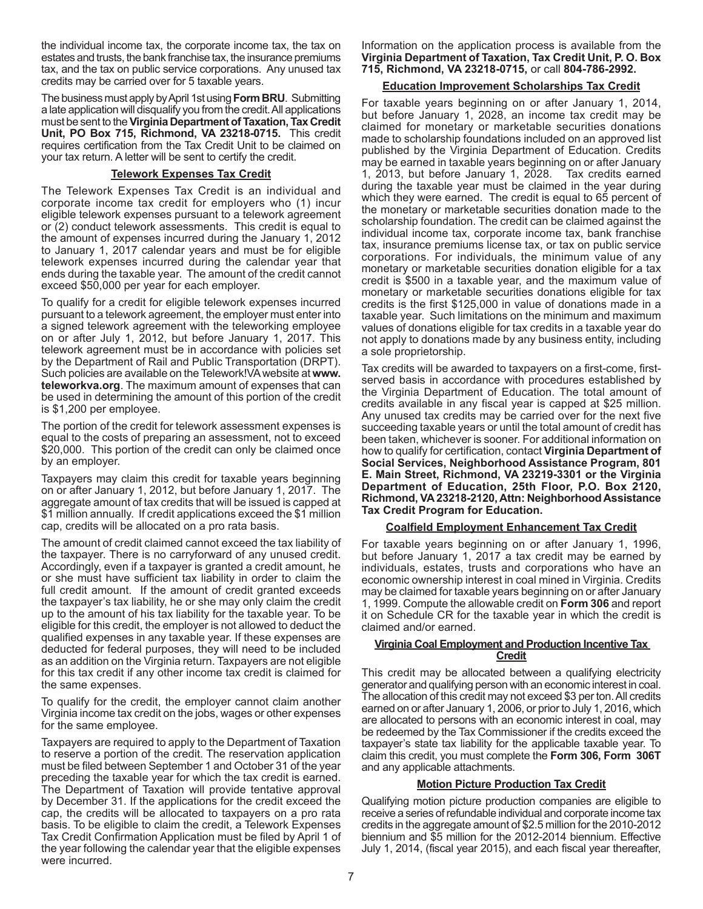the individual income tax, the corporate income tax, the tax on estates and trusts, the bank franchise tax, the insurance premiums tax, and the tax on public service corporations. Any unused tax credits may be carried over for 5 taxable years.

The business must apply by April 1st using **Form BRU**. Submitting a late application will disqualify you from the credit. All applications must be sent to the **Virginia Department of Taxation, Tax Credit Unit, PO Box 715, Richmond, VA 23218-0715.** This credit requires certification from the Tax Credit Unit to be claimed on your tax return. A letter will be sent to certify the credit.

### Telework Expenses Tax Credit

The Telework Expenses Tax Credit is an individual and corporate income tax credit for employers who (1) incur eligible telework expenses pursuant to a telework agreement or (2) conduct telework assessments. This credit is equal to the amount of expenses incurred during the January 1, 2012 to January 1, 2017 calendar years and must be for eligible telework expenses incurred during the calendar year that ends during the taxable year. The amount of the credit cannot exceed $50,000 per year for each employer.

To qualify for a credit for eligible telework expenses incurred pursuant to a telework agreement, the employer must enter into a signed telework agreement with the teleworking employee on or after July 1, 2012, but before January 1, 2017. This telework agreement must be in accordance with policies set by the Department of Rail and Public Transportation (DRPT). Such policies are available on the Telework!VA website at **www.teleworkva.org**. The maximum amount of expenses that can be used in determining the amount of this portion of the credit is $1,200 per employee.

The portion of the credit for telework assessment expenses is equal to the costs of preparing an assessment, not to exceed $20,000. This portion of the credit can only be claimed once by an employer.

Taxpayers may claim this credit for taxable years beginning on or after January 1, 2012, but before January 1, 2017. The aggregate amount of tax credits that will be issued is capped at $1 million annually. If credit applications exceed the $1 million cap, credits will be allocated on a pro rata basis.

The amount of credit claimed cannot exceed the tax liability of the taxpayer. There is no carryforward of any unused credit. Accordingly, even if a taxpayer is granted a credit amount, he or she must have sufficient tax liability in order to claim the full credit amount. If the amount of credit granted exceeds the taxpayer's tax liability, he or she may only claim the credit up to the amount of his tax liability for the taxable year. To be eligible for this credit, the employer is not allowed to deduct the qualified expenses in any taxable year. If these expenses are deducted for federal purposes, they will need to be included as an addition on the Virginia return. Taxpayers are not eligible for this tax credit if any other income tax credit is claimed for the same expenses.

To qualify for the credit, the employer cannot claim another Virginia income tax credit on the jobs, wages or other expenses for the same employee.

Taxpayers are required to apply to the Department of Taxation to reserve a portion of the credit. The reservation application must be filed between September 1 and October 31 of the year preceding the taxable year for which the tax credit is earned. The Department of Taxation will provide tentative approval by December 31. If the applications for the credit exceed the cap, the credits will be allocated to taxpayers on a pro rata basis. To be eligible to claim the credit, a Telework Expenses Tax Credit Confirmation Application must be filed by April 1 of the year following the calendar year that the eligible expenses were incurred.

Information on the application process is available from the **Virginia Department of Taxation, Tax Credit Unit, P. O. Box 715, Richmond, VA 23218-0715,** or call **804-786-2992.**

### Education Improvement Scholarships Tax Credit

For taxable years beginning on or after January 1, 2014, but before January 1, 2028, an income tax credit may be claimed for monetary or marketable securities donations made to scholarship foundations included on an approved list published by the Virginia Department of Education. Credits may be earned in taxable years beginning on or after January 1, 2013, but before January 1, 2028. Tax credits earned during the taxable year must be claimed in the year during which they were earned. The credit is equal to 65 percent of the monetary or marketable securities donation made to the scholarship foundation. The credit can be claimed against the individual income tax, corporate income tax, bank franchise tax, insurance premiums license tax, or tax on public service corporations. For individuals, the minimum value of any monetary or marketable securities donation eligible for a tax credit is $500 in a taxable year, and the maximum value of monetary or marketable securities donations eligible for tax credits is the first $125,000 in value of donations made in a taxable year. Such limitations on the minimum and maximum values of donations eligible for tax credits in a taxable year do not apply to donations made by any business entity, including a sole proprietorship.

Tax credits will be awarded to taxpayers on a first-come, first-served basis in accordance with procedures established by the Virginia Department of Education. The total amount of credits available in any fiscal year is capped at $25 million. Any unused tax credits may be carried over for the next five succeeding taxable years or until the total amount of credit has been taken, whichever is sooner. For additional information on how to qualify for certification, contact **Virginia Department of Social Services, Neighborhood Assistance Program, 801 E. Main Street, Richmond, VA 23219-3301 or the Virginia Department of Education, 25th Floor, P.O. Box 2120, Richmond, VA 23218-2120, Attn: Neighborhood Assistance Tax Credit Program for Education.**

### Coalfield Employment Enhancement Tax Credit

For taxable years beginning on or after January 1, 1996, but before January 1, 2017 a tax credit may be earned by individuals, estates, trusts and corporations who have an economic ownership interest in coal mined in Virginia. Credits may be claimed for taxable years beginning on or after January 1, 1999. Compute the allowable credit on **Form 306** and report it on Schedule CR for the taxable year in which the credit is claimed and/or earned.

### Virginia Coal Employment and Production Incentive Tax Credit

This credit may be allocated between a qualifying electricity generator and qualifying person with an economic interest in coal. The allocation of this credit may not exceed $3 per ton. All credits earned on or after January 1, 2006, or prior to July 1, 2016, which are allocated to persons with an economic interest in coal, may be redeemed by the Tax Commissioner if the credits exceed the taxpayer's state tax liability for the applicable taxable year. To claim this credit, you must complete the **Form 306, Form 306T** and any applicable attachments.

### Motion Picture Production Tax Credit

Qualifying motion picture production companies are eligible to receive a series of refundable individual and corporate income tax credits in the aggregate amount of $2.5 million for the 2010-2012 biennium and $5 million for the 2012-2014 biennium. Effective July 1, 2014, (fiscal year 2015), and each fiscal year thereafter,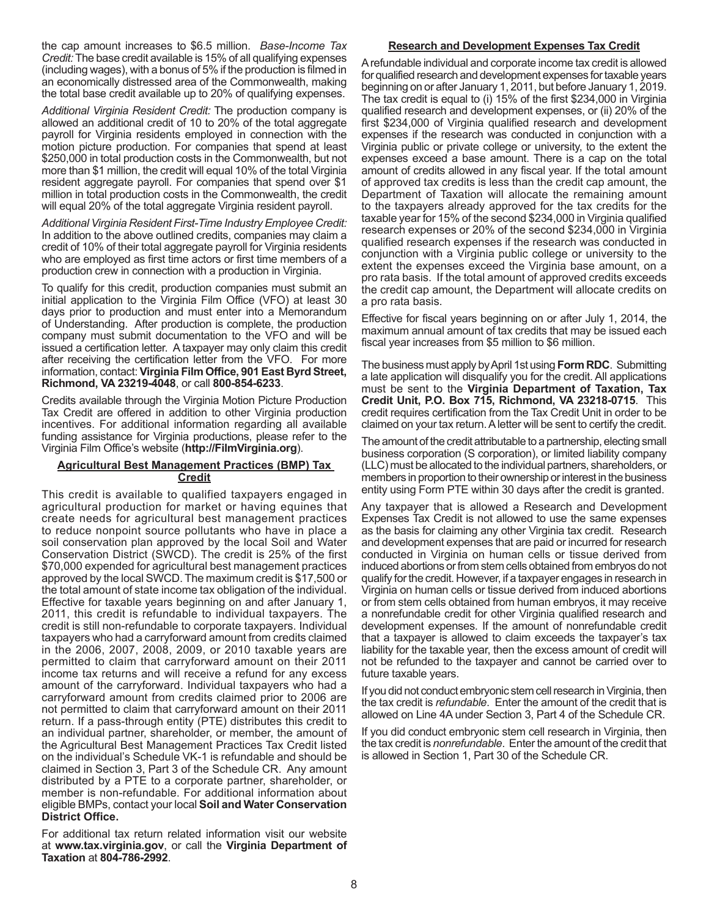the cap amount increases to $6.5 million. *Base-Income Tax Credit:* The base credit available is 15% of all qualifying expenses (including wages), with a bonus of 5% if the production is filmed in an economically distressed area of the Commonwealth, making the total base credit available up to 20% of qualifying expenses.

*Additional Virginia Resident Credit:* The production company is allowed an additional credit of 10 to 20% of the total aggregate payroll for Virginia residents employed in connection with the motion picture production. For companies that spend at least $250,000 in total production costs in the Commonwealth, but not more than $1 million, the credit will equal 10% of the total Virginia resident aggregate payroll. For companies that spend over $1 million in total production costs in the Commonwealth, the credit will equal 20% of the total aggregate Virginia resident payroll.

*Additional Virginia Resident First-Time Industry Employee Credit:* In addition to the above outlined credits, companies may claim a credit of 10% of their total aggregate payroll for Virginia residents who are employed as first time actors or first time members of a production crew in connection with a production in Virginia.

To qualify for this credit, production companies must submit an initial application to the Virginia Film Office (VFO) at least 30 days prior to production and must enter into a Memorandum of Understanding. After production is complete, the production company must submit documentation to the VFO and will be issued a certification letter. A taxpayer may only claim this credit after receiving the certification letter from the VFO. For more information, contact: **Virginia Film Office, 901 East Byrd Street, Richmond, VA 23219-4048**, or call **800-854-6233**.

Credits available through the Virginia Motion Picture Production Tax Credit are offered in addition to other Virginia production incentives. For additional information regarding all available funding assistance for Virginia productions, please refer to the Virginia Film Office's website (**http://FilmVirginia.org**).

## Agricultural Best Management Practices (BMP) Tax Credit

This credit is available to qualified taxpayers engaged in agricultural production for market or having equines that create needs for agricultural best management practices to reduce nonpoint source pollutants who have in place a soil conservation plan approved by the local Soil and Water Conservation District (SWCD). The credit is 25% of the first $70,000 expended for agricultural best management practices approved by the local SWCD. The maximum credit is $17,500 or the total amount of state income tax obligation of the individual. Effective for taxable years beginning on and after January 1, 2011, this credit is refundable to individual taxpayers. The credit is still non-refundable to corporate taxpayers. Individual taxpayers who had a carryforward amount from credits claimed in the 2006, 2007, 2008, 2009, or 2010 taxable years are permitted to claim that carryforward amount on their 2011 income tax returns and will receive a refund for any excess amount of the carryforward. Individual taxpayers who had a carryforward amount from credits claimed prior to 2006 are not permitted to claim that carryforward amount on their 2011 return. If a pass-through entity (PTE) distributes this credit to an individual partner, shareholder, or member, the amount of the Agricultural Best Management Practices Tax Credit listed on the individual's Schedule VK-1 is refundable and should be claimed in Section 3, Part 3 of the Schedule CR. Any amount distributed by a PTE to a corporate partner, shareholder, or member is non-refundable. For additional information about eligible BMPs, contact your local **Soil and Water Conservation District Office.**

For additional tax return related information visit our website at **www.tax.virginia.gov**, or call the **Virginia Department of Taxation** at **804-786-2992**.

## Research and Development Expenses Tax Credit

A refundable individual and corporate income tax credit is allowed for qualified research and development expenses for taxable years beginning on or after January 1, 2011, but before January 1, 2019. The tax credit is equal to (i) 15% of the first $234,000 in Virginia qualified research and development expenses, or (ii) 20% of the first $234,000 of Virginia qualified research and development expenses if the research was conducted in conjunction with a Virginia public or private college or university, to the extent the expenses exceed a base amount. There is a cap on the total amount of credits allowed in any fiscal year. If the total amount of approved tax credits is less than the credit cap amount, the Department of Taxation will allocate the remaining amount to the taxpayers already approved for the tax credits for the taxable year for 15% of the second $234,000 in Virginia qualified research expenses or 20% of the second $234,000 in Virginia qualified research expenses if the research was conducted in conjunction with a Virginia public college or university to the extent the expenses exceed the Virginia base amount, on a pro rata basis. If the total amount of approved credits exceeds the credit cap amount, the Department will allocate credits on a pro rata basis.

Effective for fiscal years beginning on or after July 1, 2014, the maximum annual amount of tax credits that may be issued each fiscal year increases from $5 million to $6 million.

The business must apply by April 1st using **Form RDC**. Submitting a late application will disqualify you for the credit. All applications must be sent to the **Virginia Department of Taxation, Tax Credit Unit, P.O. Box 715, Richmond, VA 23218-0715**. This credit requires certification from the Tax Credit Unit in order to be claimed on your tax return. A letter will be sent to certify the credit.

The amount of the credit attributable to a partnership, electing small business corporation (S corporation), or limited liability company (LLC) must be allocated to the individual partners, shareholders, or members in proportion to their ownership or interest in the business entity using Form PTE within 30 days after the credit is granted.

Any taxpayer that is allowed a Research and Development Expenses Tax Credit is not allowed to use the same expenses as the basis for claiming any other Virginia tax credit. Research and development expenses that are paid or incurred for research conducted in Virginia on human cells or tissue derived from induced abortions or from stem cells obtained from embryos do not qualify for the credit. However, if a taxpayer engages in research in Virginia on human cells or tissue derived from induced abortions or from stem cells obtained from human embryos, it may receive a nonrefundable credit for other Virginia qualified research and development expenses. If the amount of nonrefundable credit that a taxpayer is allowed to claim exceeds the taxpayer's tax liability for the taxable year, then the excess amount of credit will not be refunded to the taxpayer and cannot be carried over to future taxable years.

If you did not conduct embryonic stem cell research in Virginia, then the tax credit is *refundable*. Enter the amount of the credit that is allowed on Line 4A under Section 3, Part 4 of the Schedule CR.

If you did conduct embryonic stem cell research in Virginia, then the tax credit is *nonrefundable*. Enter the amount of the credit that is allowed in Section 1, Part 30 of the Schedule CR.